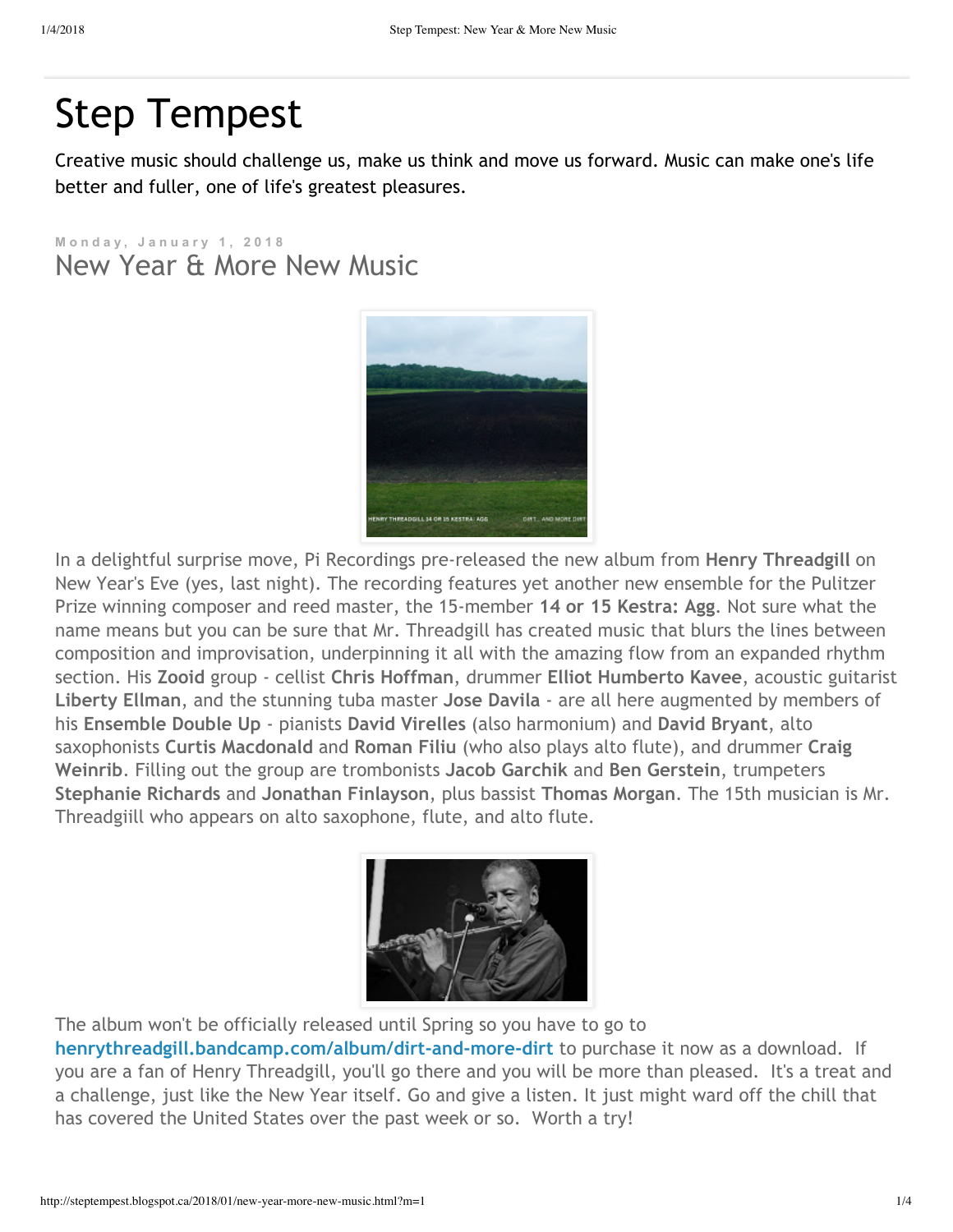# Step Tempest

Creative music should challenge us, make us think and move us forward. Music can make one's life better and fuller, one of life's greatest pleasures.

Monday, January 1, 2018

## New Year & More New Music

In a delightful surprise move, Pi Recordings pre-released the new album from **Henry Threadgill** on New Year's Eve (yes, last night). The recording features yet another new ensemble for the Pulitzer Prize winning composer and reed master, the 15-member **14 or 15 Kestra: Agg**. Not sure what the name means but you can be sure that Mr. Threadgill has created music that blurs the lines between composition and improvisation, underpinning it all with the amazing flow from an expanded rhythm section. His **Zooid** group - cellist **Chris Hoffman**, drummer **Elliot Humberto Kavee**, acoustic guitarist **Liberty Ellman**, and the stunning tuba master **Jose Davila** - are all here augmented by members of his **Ensemble Double Up** - pianists **David Virelles** (also harmonium) and **David Bryant**, alto saxophonists **Curtis Macdonald** and **Roman Filiu** (who also plays alto flute), and drummer **Craig Weinrib**. Filling out the group are trombonists **Jacob Garchik** and **Ben Gerstein**, trumpeters **Stephanie Richards** and **Jonathan Finlayson**, plus bassist **Thomas Morgan**. The 15th musician is Mr. Threadgiill who appears on alto saxophone, flute, and alto flute.

The album won't be officially released until Spring so you have to go to **henrythreadgill.bandcamp.com/album/dirt-and-more-dirt** to purchase it now as a download. If you are a fan of Henry Threadgill, you'll go there and you will be more than pleased. It's a treat and a challenge, just like the New Year itself. Go and give a listen. It just might ward off the chill that has covered the United States over the past week or so. Worth a try!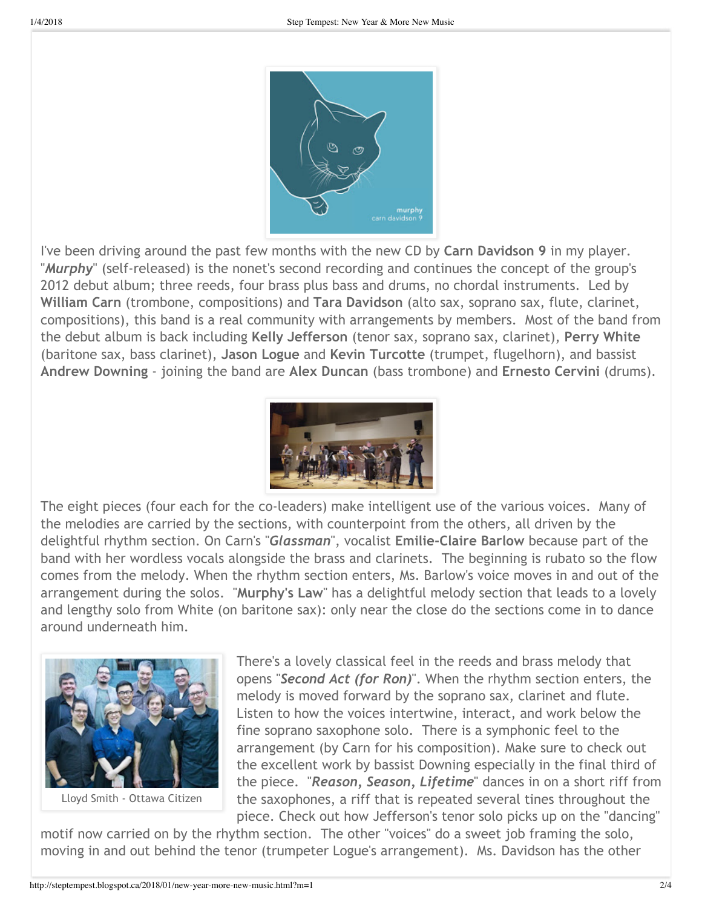I've been driving around the past few months with the new CD by **Carn Davidson 9** in my player. "***Murphy***" (self-released) is the nonet's second recording and continues the concept of the group's 2012 debut album; three reeds, four brass plus bass and drums, no chordal instruments. Led by **William Carn** (trombone, compositions) and **Tara Davidson** (alto sax, soprano sax, flute, clarinet, compositions), this band is a real community with arrangements by members. Most of the band from the debut album is back including **Kelly Jefferson** (tenor sax, soprano sax, clarinet), **Perry White** (baritone sax, bass clarinet), **Jason Logue** and **Kevin Turcotte** (trumpet, flugelhorn), and bassist **Andrew Downing** - joining the band are **Alex Duncan** (bass trombone) and **Ernesto Cervini** (drums).

The eight pieces (four each for the co-leaders) make intelligent use of the various voices. Many of the melodies are carried by the sections, with counterpoint from the others, all driven by the delightful rhythm section. On Carn's "***Glassman***", vocalist **Emilie-Claire Barlow** because part of the band with her wordless vocals alongside the brass and clarinets. The beginning is rubato so the flow comes from the melody. When the rhythm section enters, Ms. Barlow's voice moves in and out of the arrangement during the solos. "**Murphy's Law**" has a delightful melody section that leads to a lovely and lengthy solo from White (on baritone sax): only near the close do the sections come in to dance around underneath him.

Lloyd Smith - Ottawa Citizen

There's a lovely classical feel in the reeds and brass melody that opens "***Second Act (for Ron)***". When the rhythm section enters, the melody is moved forward by the soprano sax, clarinet and flute. Listen to how the voices intertwine, interact, and work below the fine soprano saxophone solo. There is a symphonic feel to the arrangement (by Carn for his composition). Make sure to check out the excellent work by bassist Downing especially in the final third of the piece. "***Reason, Season, Lifetime***" dances in on a short riff from the saxophones, a riff that is repeated several tines throughout the piece. Check out how Jefferson's tenor solo picks up on the "dancing" motif now carried on by the rhythm section. The other "voices" do a sweet job framing the solo, moving in and out behind the tenor (trumpeter Logue's arrangement). Ms. Davidson has the other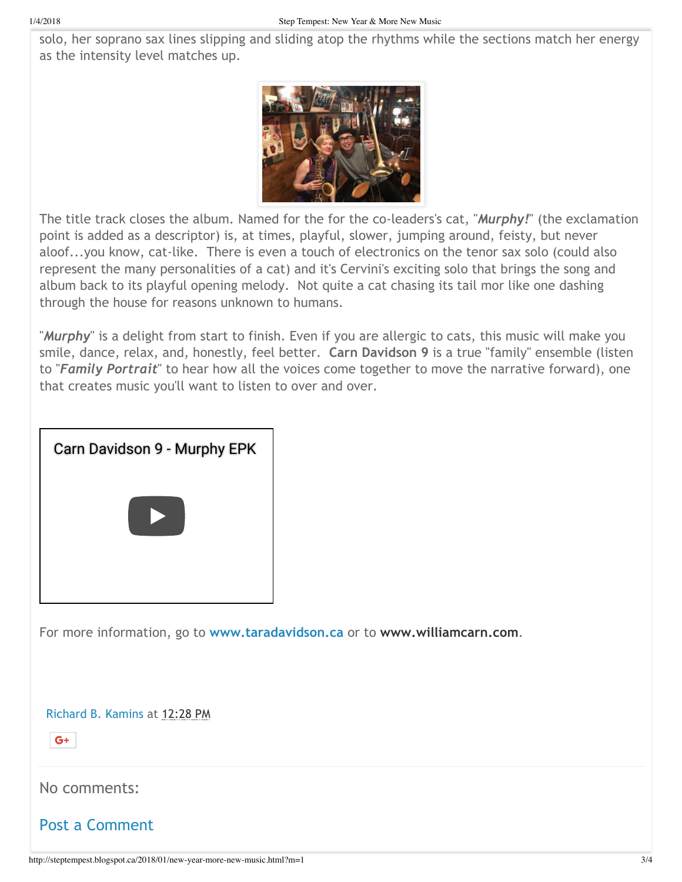solo, her soprano sax lines slipping and sliding atop the rhythms while the sections match her energy as the intensity level matches up.

The title track closes the album. Named for the for the co-leaders's cat, "***Murphy!***" (the exclamation point is added as a descriptor) is, at times, playful, slower, jumping around, feisty, but never aloof...you know, cat-like. There is even a touch of electronics on the tenor sax solo (could also represent the many personalities of a cat) and it's Cervini's exciting solo that brings the song and album back to its playful opening melody. Not quite a cat chasing its tail mor like one dashing through the house for reasons unknown to humans.

"***Murphy***" is a delight from start to finish. Even if you are allergic to cats, this music will make you smile, dance, relax, and, honestly, feel better. **Carn Davidson 9** is a true "family" ensemble (listen to "***Family Portrait***" to hear how all the voices come together to move the narrative forward), one that creates music you'll want to listen to over and over.

Carn Davidson 9 - Murphy EPK

For more information, go to **www.taradavidson.ca** or to **www.williamcarn.com**.

Richard B. Kamins at 12:28 PM

No comments:

Post a Comment